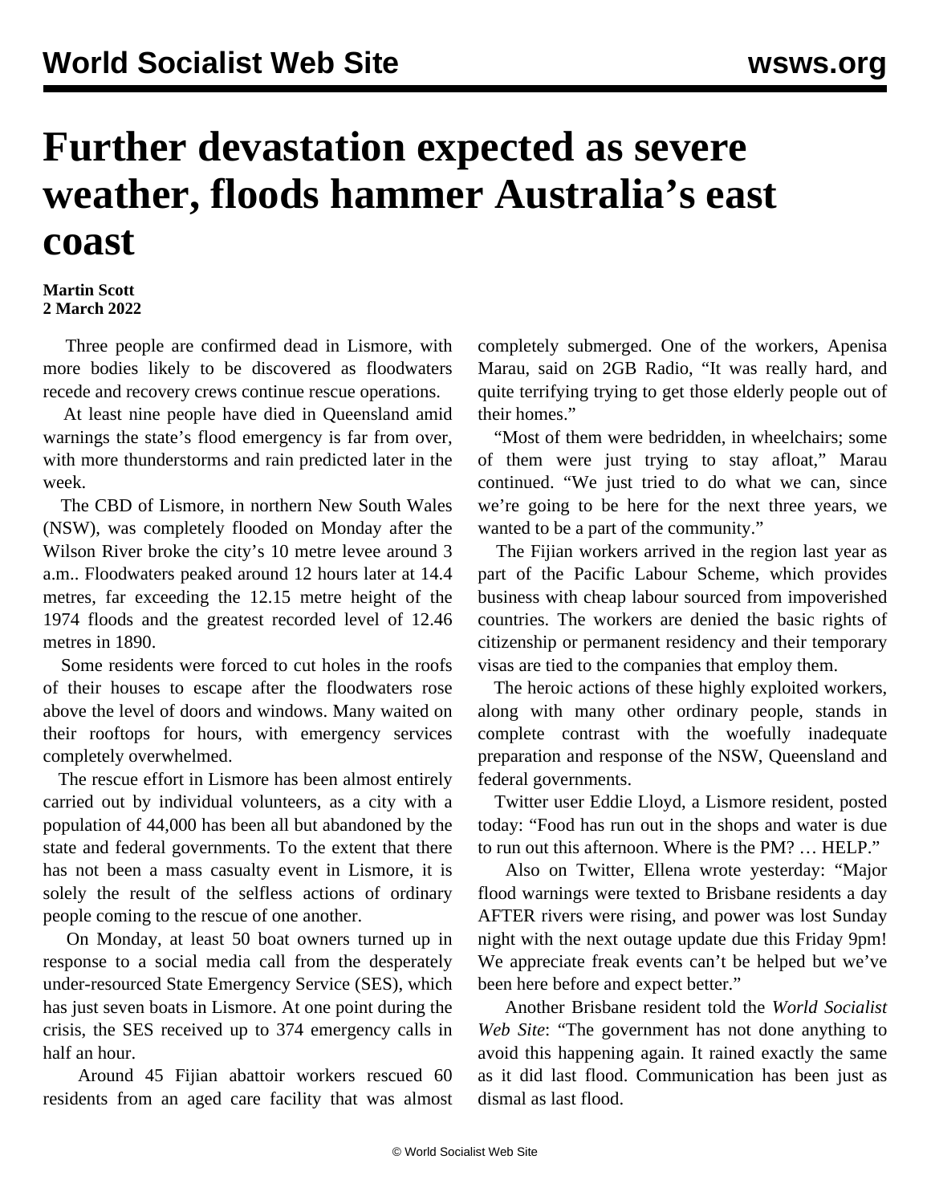# Further devastation expected as severe weather, floods hammer Australia's east coast

**Martin Scott**
**2 March 2022**

Three people are confirmed dead in Lismore, with more bodies likely to be discovered as floodwaters recede and recovery crews continue rescue operations.

At least nine people have died in Queensland amid warnings the state's flood emergency is far from over, with more thunderstorms and rain predicted later in the week.

The CBD of Lismore, in northern New South Wales (NSW), was completely flooded on Monday after the Wilson River broke the city's 10 metre levee around 3 a.m.. Floodwaters peaked around 12 hours later at 14.4 metres, far exceeding the 12.15 metre height of the 1974 floods and the greatest recorded level of 12.46 metres in 1890.

Some residents were forced to cut holes in the roofs of their houses to escape after the floodwaters rose above the level of doors and windows. Many waited on their rooftops for hours, with emergency services completely overwhelmed.

The rescue effort in Lismore has been almost entirely carried out by individual volunteers, as a city with a population of 44,000 has been all but abandoned by the state and federal governments. To the extent that there has not been a mass casualty event in Lismore, it is solely the result of the selfless actions of ordinary people coming to the rescue of one another.

On Monday, at least 50 boat owners turned up in response to a social media call from the desperately under-resourced State Emergency Service (SES), which has just seven boats in Lismore. At one point during the crisis, the SES received up to 374 emergency calls in half an hour.

Around 45 Fijian abattoir workers rescued 60 residents from an aged care facility that was almost completely submerged. One of the workers, Apenisa Marau, said on 2GB Radio, "It was really hard, and quite terrifying trying to get those elderly people out of their homes."

"Most of them were bedridden, in wheelchairs; some of them were just trying to stay afloat," Marau continued. "We just tried to do what we can, since we're going to be here for the next three years, we wanted to be a part of the community."

The Fijian workers arrived in the region last year as part of the Pacific Labour Scheme, which provides business with cheap labour sourced from impoverished countries. The workers are denied the basic rights of citizenship or permanent residency and their temporary visas are tied to the companies that employ them.

The heroic actions of these highly exploited workers, along with many other ordinary people, stands in complete contrast with the woefully inadequate preparation and response of the NSW, Queensland and federal governments.

Twitter user Eddie Lloyd, a Lismore resident, posted today: "Food has run out in the shops and water is due to run out this afternoon. Where is the PM? … HELP."

Also on Twitter, Ellena wrote yesterday: "Major flood warnings were texted to Brisbane residents a day AFTER rivers were rising, and power was lost Sunday night with the next outage update due this Friday 9pm! We appreciate freak events can't be helped but we've been here before and expect better."

Another Brisbane resident told the *World Socialist Web Site*: "The government has not done anything to avoid this happening again. It rained exactly the same as it did last flood. Communication has been just as dismal as last flood.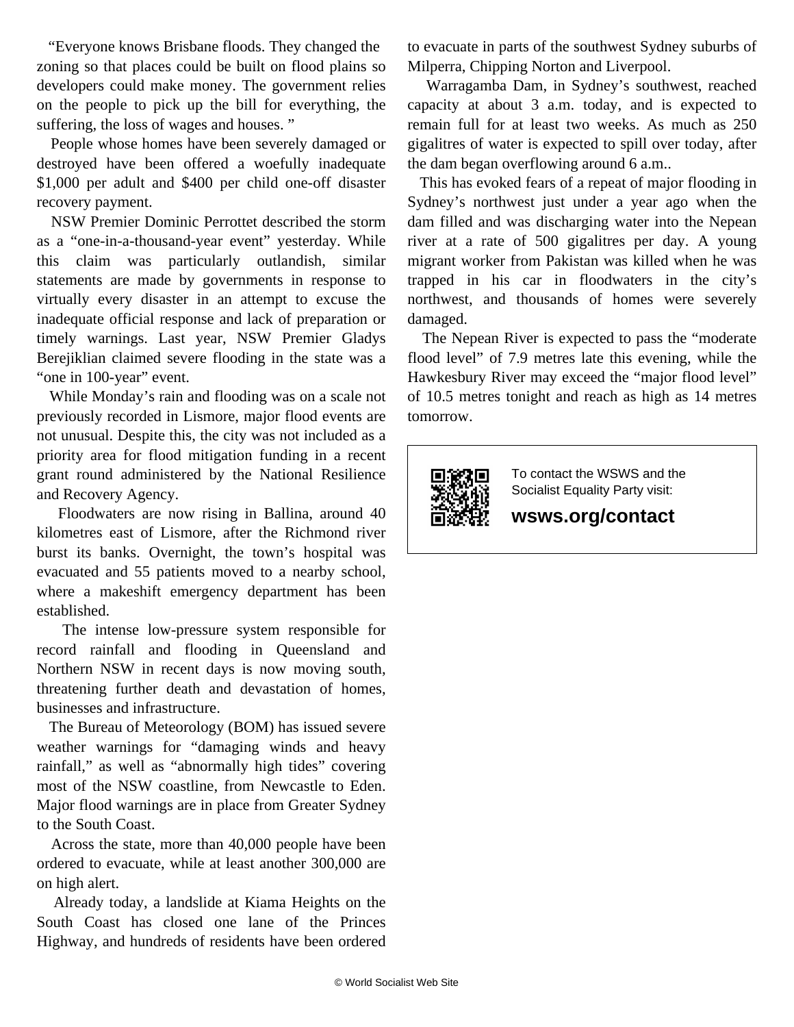"Everyone knows Brisbane floods. They changed the zoning so that places could be built on flood plains so developers could make money. The government relies on the people to pick up the bill for everything, the suffering, the loss of wages and houses. "

People whose homes have been severely damaged or destroyed have been offered a woefully inadequate $1,000 per adult and $400 per child one-off disaster recovery payment.

NSW Premier Dominic Perrottet described the storm as a "one-in-a-thousand-year event" yesterday. While this claim was particularly outlandish, similar statements are made by governments in response to virtually every disaster in an attempt to excuse the inadequate official response and lack of preparation or timely warnings. Last year, NSW Premier Gladys Berejiklian claimed severe flooding in the state was a "one in 100-year" event.

While Monday's rain and flooding was on a scale not previously recorded in Lismore, major flood events are not unusual. Despite this, the city was not included as a priority area for flood mitigation funding in a recent grant round administered by the National Resilience and Recovery Agency.

Floodwaters are now rising in Ballina, around 40 kilometres east of Lismore, after the Richmond river burst its banks. Overnight, the town's hospital was evacuated and 55 patients moved to a nearby school, where a makeshift emergency department has been established.

The intense low-pressure system responsible for record rainfall and flooding in Queensland and Northern NSW in recent days is now moving south, threatening further death and devastation of homes, businesses and infrastructure.

The Bureau of Meteorology (BOM) has issued severe weather warnings for "damaging winds and heavy rainfall," as well as "abnormally high tides" covering most of the NSW coastline, from Newcastle to Eden. Major flood warnings are in place from Greater Sydney to the South Coast.

Across the state, more than 40,000 people have been ordered to evacuate, while at least another 300,000 are on high alert.

Already today, a landslide at Kiama Heights on the South Coast has closed one lane of the Princes Highway, and hundreds of residents have been ordered to evacuate in parts of the southwest Sydney suburbs of Milperra, Chipping Norton and Liverpool.

Warragamba Dam, in Sydney's southwest, reached capacity at about 3 a.m. today, and is expected to remain full for at least two weeks. As much as 250 gigalitres of water is expected to spill over today, after the dam began overflowing around 6 a.m..

This has evoked fears of a repeat of major flooding in Sydney's northwest just under a year ago when the dam filled and was discharging water into the Nepean river at a rate of 500 gigalitres per day. A young migrant worker from Pakistan was killed when he was trapped in his car in floodwaters in the city's northwest, and thousands of homes were severely damaged.

The Nepean River is expected to pass the "moderate flood level" of 7.9 metres late this evening, while the Hawkesbury River may exceed the "major flood level" of 10.5 metres tonight and reach as high as 14 metres tomorrow.

To contact the WSWS and the Socialist Equality Party visit:

**wsws.org/contact**